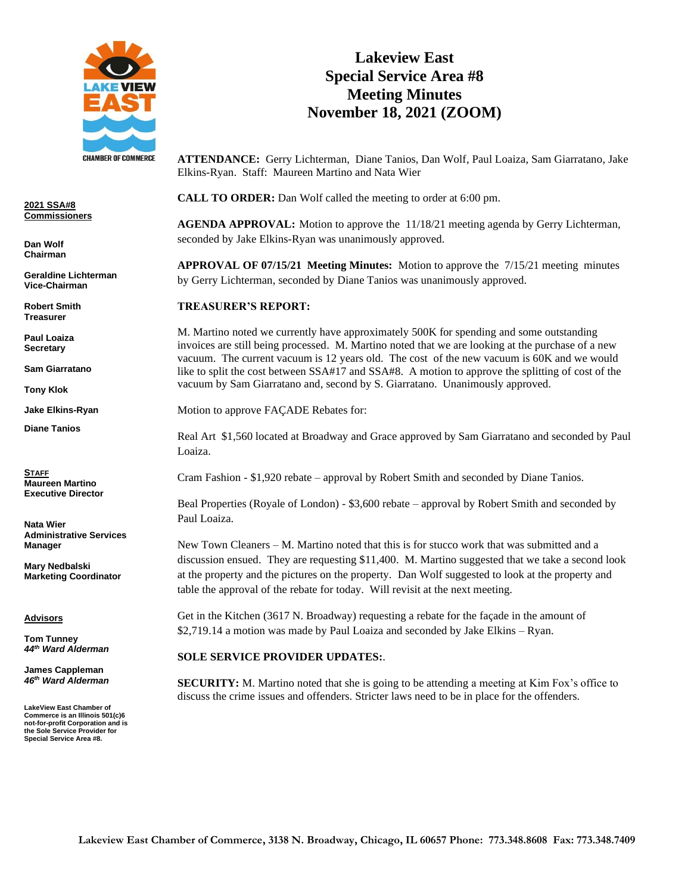# Lakeview East
# Special Service Area #8
# Meeting Minutes
# November 18, 2021 (ZOOM)

**2021 SSA#8 Commissioners**

**Dan Wolf**
**Chairman**

**Geraldine Lichterman**
**Vice-Chairman**

**Robert Smith**
**Treasurer**

**Paul Loaiza**
**Secretary**

**Sam Giarratano**

**Tony Klok**

**Jake Elkins-Ryan**

**Diane Tanios**

**STAFF**
**Maureen Martino**
**Executive Director**

**Nata Wier**
**Administrative Services Manager**

**Mary Nedbalski**
**Marketing Coordinator**

**Advisors**

**Tom Tunney**
***44th Ward Alderman***

**James Cappleman**
***46th Ward Alderman***

**LakeView East Chamber of Commerce is an Illinois 501(c)6 not-for-profit Corporation and is the Sole Service Provider for Special Service Area #8.**

**ATTENDANCE:** Gerry Lichterman, Diane Tanios, Dan Wolf, Paul Loaiza, Sam Giarratano, Jake Elkins-Ryan. Staff: Maureen Martino and Nata Wier

**CALL TO ORDER:** Dan Wolf called the meeting to order at 6:00 pm.

**AGENDA APPROVAL:** Motion to approve the 11/18/21 meeting agenda by Gerry Lichterman, seconded by Jake Elkins-Ryan was unanimously approved.

**APPROVAL OF 07/15/21 Meeting Minutes:** Motion to approve the 7/15/21 meeting minutes by Gerry Lichterman, seconded by Diane Tanios was unanimously approved.

**TREASURER'S REPORT:**

M. Martino noted we currently have approximately 500K for spending and some outstanding invoices are still being processed. M. Martino noted that we are looking at the purchase of a new vacuum. The current vacuum is 12 years old. The cost of the new vacuum is 60K and we would like to split the cost between SSA#17 and SSA#8. A motion to approve the splitting of cost of the vacuum by Sam Giarratano and, second by S. Giarratano. Unanimously approved.

Motion to approve FAÇADE Rebates for:

Real Art $1,560 located at Broadway and Grace approved by Sam Giarratano and seconded by Paul Loaiza.

Cram Fashion - $1,920 rebate – approval by Robert Smith and seconded by Diane Tanios.

Beal Properties (Royale of London) - $3,600 rebate – approval by Robert Smith and seconded by Paul Loaiza.

New Town Cleaners – M. Martino noted that this is for stucco work that was submitted and a discussion ensued. They are requesting $11,400. M. Martino suggested that we take a second look at the property and the pictures on the property. Dan Wolf suggested to look at the property and table the approval of the rebate for today. Will revisit at the next meeting.

Get in the Kitchen (3617 N. Broadway) requesting a rebate for the façade in the amount of $2,719.14 a motion was made by Paul Loaiza and seconded by Jake Elkins – Ryan.

**SOLE SERVICE PROVIDER UPDATES:**.

**SECURITY:** M. Martino noted that she is going to be attending a meeting at Kim Fox's office to discuss the crime issues and offenders. Stricter laws need to be in place for the offenders.

**Lakeview East Chamber of Commerce, 3138 N. Broadway, Chicago, IL 60657 Phone: 773.348.8608 Fax: 773.348.7409**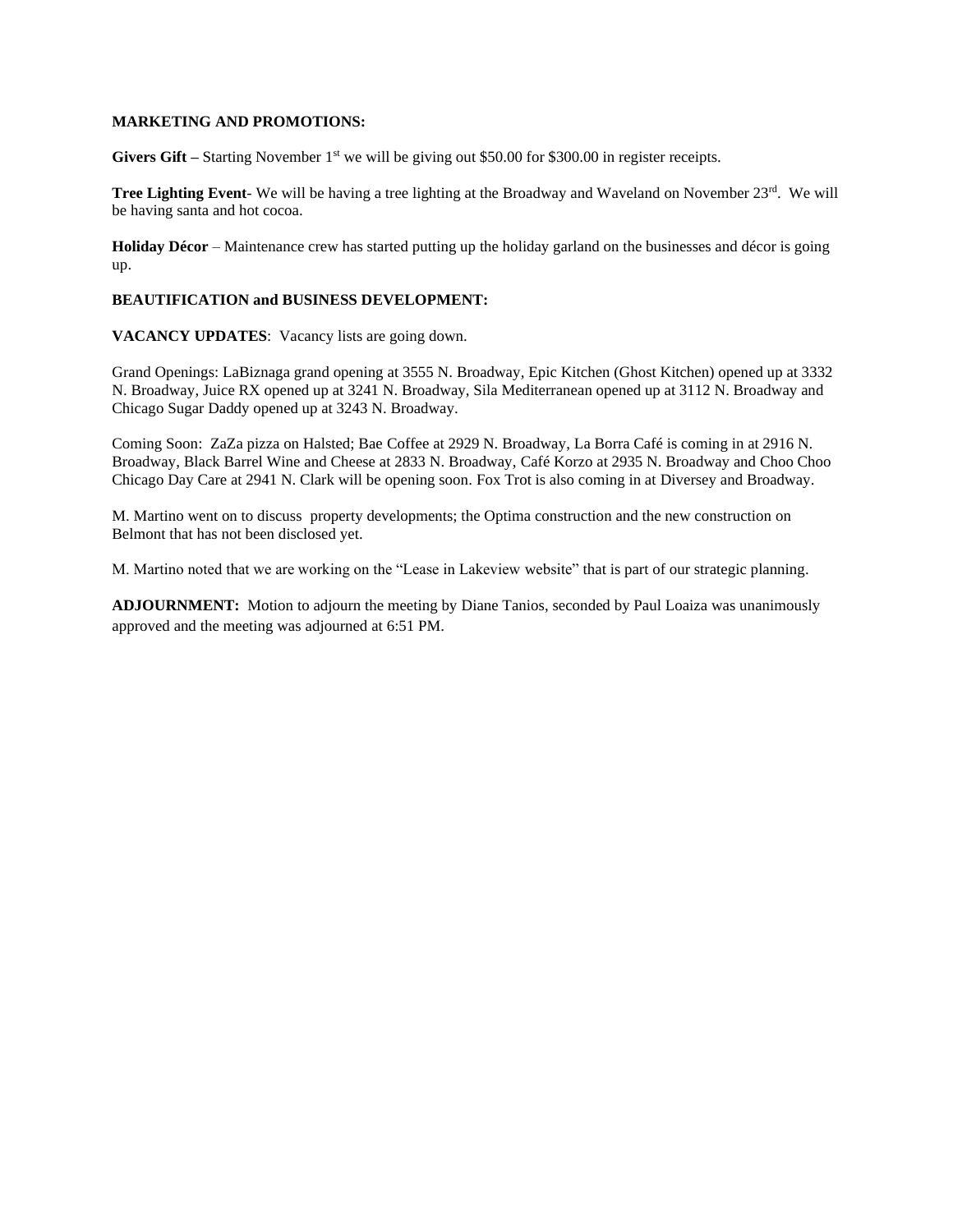**MARKETING AND PROMOTIONS:**

**Givers Gift –** Starting November 1st we will be giving out $50.00 for $300.00 in register receipts.

**Tree Lighting Event**- We will be having a tree lighting at the Broadway and Waveland on November 23rd. We will be having santa and hot cocoa.

**Holiday Décor** – Maintenance crew has started putting up the holiday garland on the businesses and décor is going up.

**BEAUTIFICATION and BUSINESS DEVELOPMENT:**

**VACANCY UPDATES**: Vacancy lists are going down.

Grand Openings: LaBiznaga grand opening at 3555 N. Broadway, Epic Kitchen (Ghost Kitchen) opened up at 3332 N. Broadway, Juice RX opened up at 3241 N. Broadway, Sila Mediterranean opened up at 3112 N. Broadway and Chicago Sugar Daddy opened up at 3243 N. Broadway.

Coming Soon: ZaZa pizza on Halsted; Bae Coffee at 2929 N. Broadway, La Borra Café is coming in at 2916 N. Broadway, Black Barrel Wine and Cheese at 2833 N. Broadway, Café Korzo at 2935 N. Broadway and Choo Choo Chicago Day Care at 2941 N. Clark will be opening soon. Fox Trot is also coming in at Diversey and Broadway.

M. Martino went on to discuss property developments; the Optima construction and the new construction on Belmont that has not been disclosed yet.

M. Martino noted that we are working on the "Lease in Lakeview website" that is part of our strategic planning.

**ADJOURNMENT:** Motion to adjourn the meeting by Diane Tanios, seconded by Paul Loaiza was unanimously approved and the meeting was adjourned at 6:51 PM.